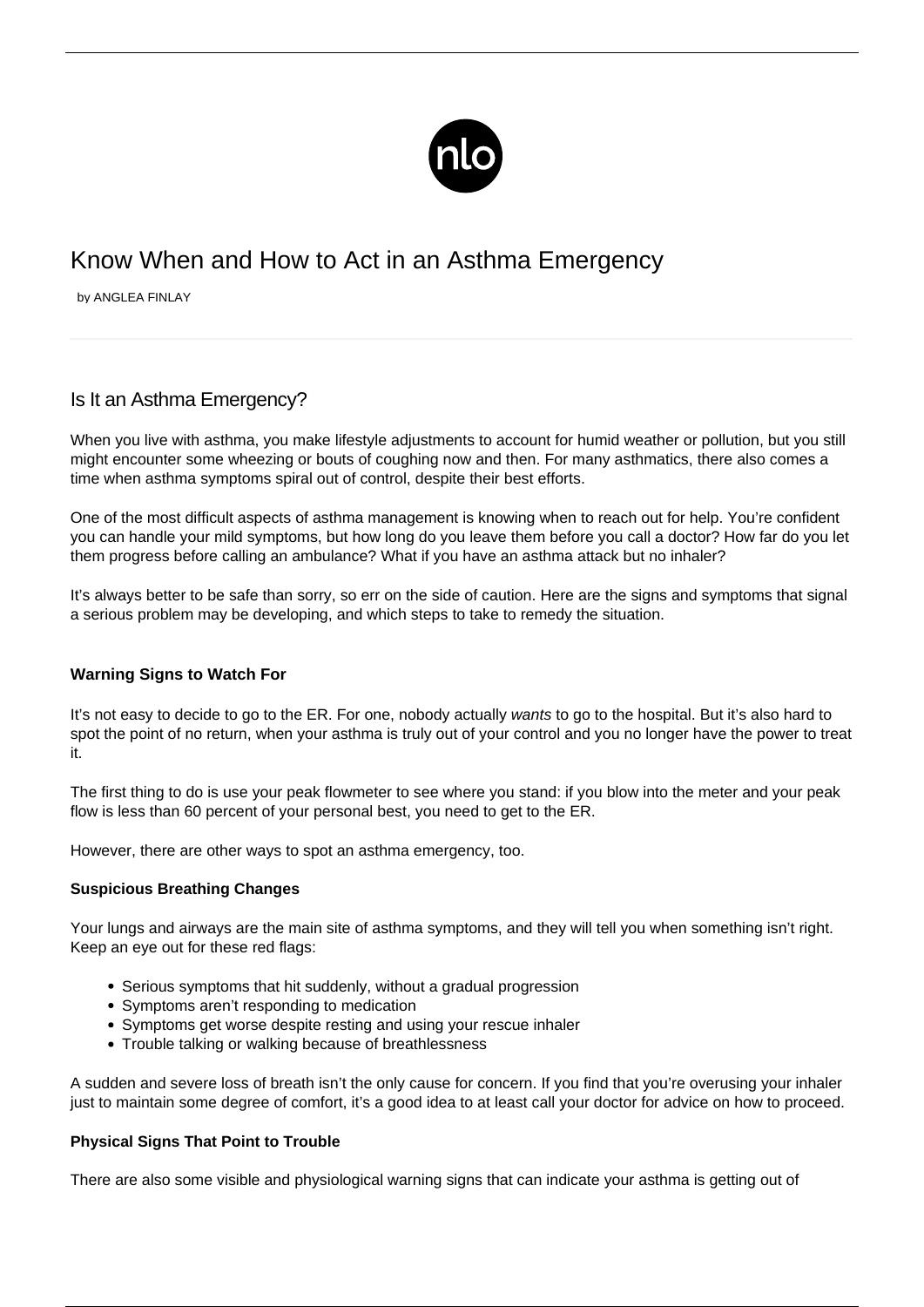# Know When and How to Act in an Asthma Emergency

by ANGLEA FINLAY

## Is It an Asthma Emergency?

When you live with asthma, you make lifestyle adjustments to account for humid weather or pollution, but you still might encounter some wheezing or bouts of coughing now and then. For many asthmatics, there also comes a time when asthma symptoms spiral out of control, despite their best efforts.

One of the most difficult aspects of asthma management is knowing when to reach out for help. You're confident you can handle your mild symptoms, but how long do you leave them before you call a doctor? How far do you let them progress before calling an ambulance? What if you have an asthma attack but no inhaler?

It's always better to be safe than sorry, so err on the side of caution. Here are the signs and symptoms that signal a serious problem may be developing, and which steps to take to remedy the situation.

### Warning Signs to Watch For

It's not easy to decide to go to the ER. For one, nobody actually *wants* to go to the hospital. But it's also hard to spot the point of no return, when your asthma is truly out of your control and you no longer have the power to treat it.

The first thing to do is use your peak flowmeter to see where you stand: if you blow into the meter and your peak flow is less than 60 percent of your personal best, you need to get to the ER.

However, there are other ways to spot an asthma emergency, too.

#### Suspicious Breathing Changes

Your lungs and airways are the main site of asthma symptoms, and they will tell you when something isn't right. Keep an eye out for these red flags:

- Serious symptoms that hit suddenly, without a gradual progression
- Symptoms aren't responding to medication
- Symptoms get worse despite resting and using your rescue inhaler
- Trouble talking or walking because of breathlessness

A sudden and severe loss of breath isn't the only cause for concern. If you find that you're overusing your inhaler just to maintain some degree of comfort, it's a good idea to at least call your doctor for advice on how to proceed.

#### Physical Signs That Point to Trouble

There are also some visible and physiological warning signs that can indicate your asthma is getting out of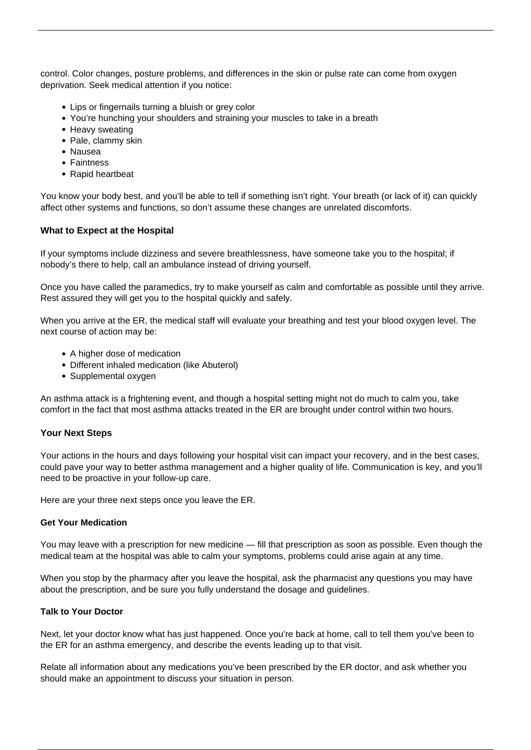control. Color changes, posture problems, and differences in the skin or pulse rate can come from oxygen deprivation. Seek medical attention if you notice:

- Lips or fingernails turning a bluish or grey color
- You're hunching your shoulders and straining your muscles to take in a breath
- Heavy sweating
- Pale, clammy skin
- Nausea
- Faintness
- Rapid heartbeat

You know your body best, and you'll be able to tell if something isn't right. Your breath (or lack of it) can quickly affect other systems and functions, so don't assume these changes are unrelated discomforts.

**What to Expect at the Hospital**

If your symptoms include dizziness and severe breathlessness, have someone take you to the hospital; if nobody's there to help, call an ambulance instead of driving yourself.

Once you have called the paramedics, try to make yourself as calm and comfortable as possible until they arrive. Rest assured they will get you to the hospital quickly and safely.

When you arrive at the ER, the medical staff will evaluate your breathing and test your blood oxygen level. The next course of action may be:

- A higher dose of medication
- Different inhaled medication (like Abuterol)
- Supplemental oxygen

An asthma attack is a frightening event, and though a hospital setting might not do much to calm you, take comfort in the fact that most asthma attacks treated in the ER are brought under control within two hours.

**Your Next Steps**

Your actions in the hours and days following your hospital visit can impact your recovery, and in the best cases, could pave your way to better asthma management and a higher quality of life. Communication is key, and you'll need to be proactive in your follow-up care.

Here are your three next steps once you leave the ER.

**Get Your Medication**

You may leave with a prescription for new medicine — fill that prescription as soon as possible. Even though the medical team at the hospital was able to calm your symptoms, problems could arise again at any time.

When you stop by the pharmacy after you leave the hospital, ask the pharmacist any questions you may have about the prescription, and be sure you fully understand the dosage and guidelines.

**Talk to Your Doctor**

Next, let your doctor know what has just happened. Once you're back at home, call to tell them you've been to the ER for an asthma emergency, and describe the events leading up to that visit.

Relate all information about any medications you've been prescribed by the ER doctor, and ask whether you should make an appointment to discuss your situation in person.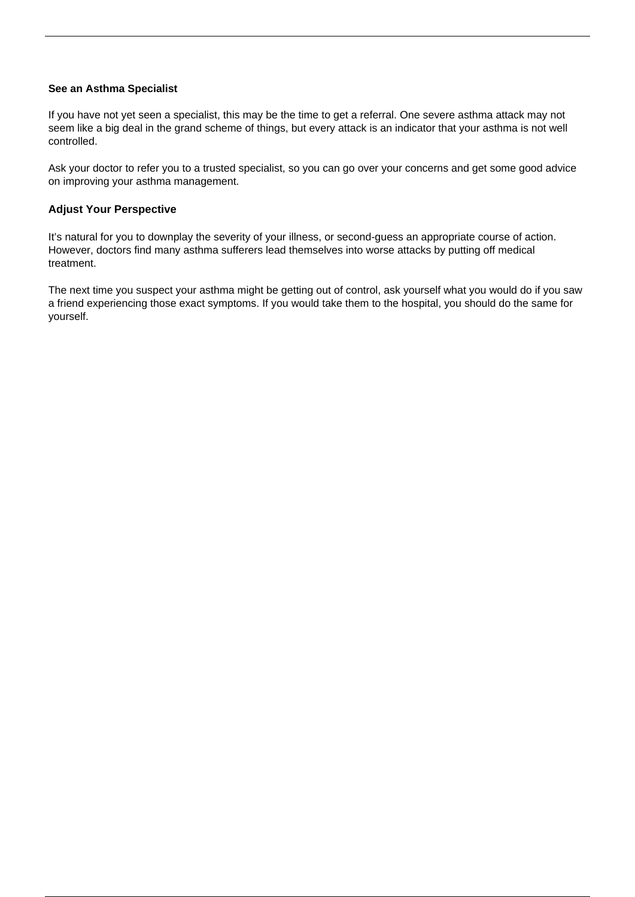### See an Asthma Specialist

If you have not yet seen a specialist, this may be the time to get a referral. One severe asthma attack may not seem like a big deal in the grand scheme of things, but every attack is an indicator that your asthma is not well controlled.

Ask your doctor to refer you to a trusted specialist, so you can go over your concerns and get some good advice on improving your asthma management.

### Adjust Your Perspective

It's natural for you to downplay the severity of your illness, or second-guess an appropriate course of action. However, doctors find many asthma sufferers lead themselves into worse attacks by putting off medical treatment.

The next time you suspect your asthma might be getting out of control, ask yourself what you would do if you saw a friend experiencing those exact symptoms. If you would take them to the hospital, you should do the same for yourself.